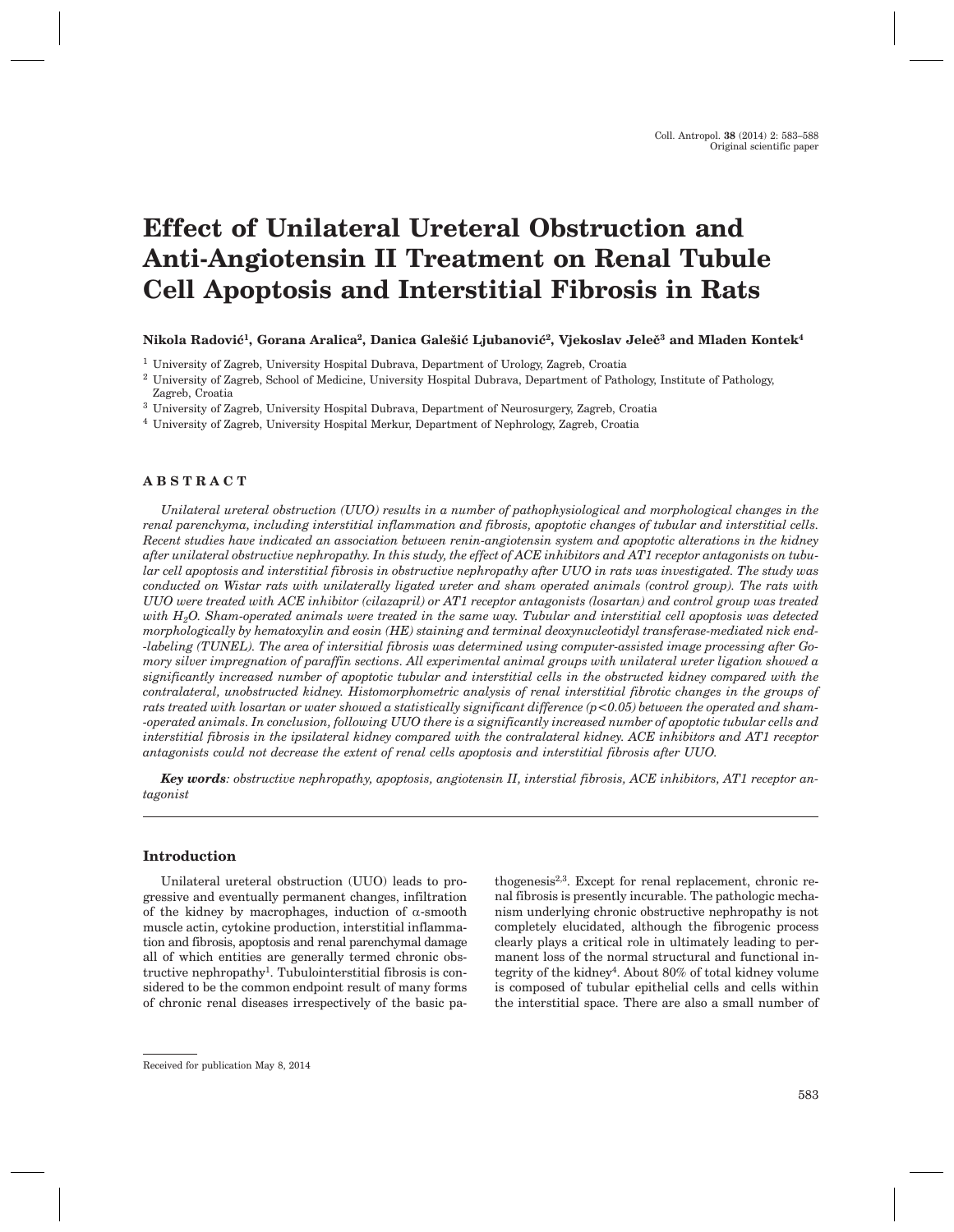# Effect of Unilateral Ureteral Obstruction and Anti-Angiotensin II Treatment on Renal Tubule Cell Apoptosis and Interstitial Fibrosis in Rats

**Nikola Radović[1], Gorana Aralica[2], Danica Galešić Ljubanović[2], Vjekoslav Jeleč[3] and Mladen Kontek[4]**

[1] University of Zagreb, University Hospital Dubrava, Department of Urology, Zagreb, Croatia

[2] University of Zagreb, School of Medicine, University Hospital Dubrava, Department of Pathology, Institute of Pathology, Zagreb, Croatia

[3] University of Zagreb, University Hospital Dubrava, Department of Neurosurgery, Zagreb, Croatia

[4] University of Zagreb, University Hospital Merkur, Department of Nephrology, Zagreb, Croatia

## ABSTRACT

*Unilateral ureteral obstruction (UUO) results in a number of pathophysiological and morphological changes in the renal parenchyma, including interstitial inflammation and fibrosis, apoptotic changes of tubular and interstitial cells. Recent studies have indicated an association between renin-angiotensin system and apoptotic alterations in the kidney after unilateral obstructive nephropathy. In this study, the effect of ACE inhibitors and AT1 receptor antagonists on tubular cell apoptosis and interstitial fibrosis in obstructive nephropathy after UUO in rats was investigated. The study was conducted on Wistar rats with unilaterally ligated ureter and sham operated animals (control group). The rats with UUO were treated with ACE inhibitor (cilazapril) or AT1 receptor antagonists (losartan) and control group was treated with $H_2O$. Sham-operated animals were treated in the same way. Tubular and interstitial cell apoptosis was detected morphologically by hematoxylin and eosin (HE) staining and terminal deoxynucleotidyl transferase-mediated nick end-labeling (TUNEL). The area of intersitial fibrosis was determined using computer-assisted image processing after Gomory silver impregnation of paraffin sections. All experimental animal groups with unilateral ureter ligation showed a significantly increased number of apoptotic tubular and interstitial cells in the obstructed kidney compared with the contralateral, unobstructed kidney. Histomorphometric analysis of renal interstitial fibrotic changes in the groups of rats treated with losartan or water showed a statistically significant difference ($p<0.05$) between the operated and sham-operated animals. In conclusion, following UUO there is a significantly increased number of apoptotic tubular cells and interstitial fibrosis in the ipsilateral kidney compared with the contralateral kidney. ACE inhibitors and AT1 receptor antagonists could not decrease the extent of renal cells apoptosis and interstitial fibrosis after UUO.*

***Key words**: obstructive nephropathy, apoptosis, angiotensin II, interstial fibrosis, ACE inhibitors, AT1 receptor antagonist*

## Introduction

Unilateral ureteral obstruction (UUO) leads to progressive and eventually permanent changes, infiltration of the kidney by macrophages, induction of α-smooth muscle actin, cytokine production, interstitial inflammation and fibrosis, apoptosis and renal parenchymal damage all of which entities are generally termed chronic obstructive nephropathy[1]. Tubulointerstitial fibrosis is considered to be the common endpoint result of many forms of chronic renal diseases irrespectively of the basic pathogenesis[2,3]. Except for renal replacement, chronic renal fibrosis is presently incurable. The pathologic mechanism underlying chronic obstructive nephropathy is not completely elucidated, although the fibrogenic process clearly plays a critical role in ultimately leading to permanent loss of the normal structural and functional integrity of the kidney[4]. About 80% of total kidney volume is composed of tubular epithelial cells and cells within the interstitial space. There are also a small number of

Received for publication May 8, 2014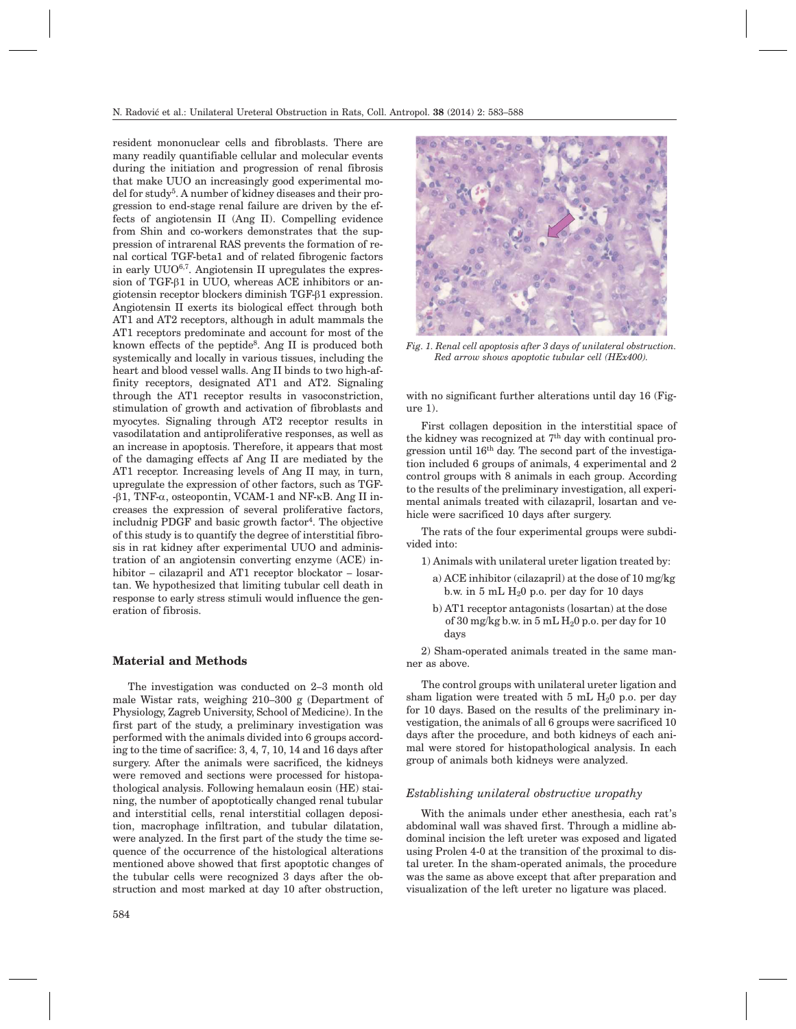resident mononuclear cells and fibroblasts. There are many readily quantifiable cellular and molecular events during the initiation and progression of renal fibrosis that make UUO an increasingly good experimental model for study[5]. A number of kidney diseases and their progression to end-stage renal failure are driven by the effects of angiotensin II (Ang II). Compelling evidence from Shin and co-workers demonstrates that the suppression of intrarenal RAS prevents the formation of renal cortical TGF-beta1 and of related fibrogenic factors in early UUO[6,7]. Angiotensin II upregulates the expression of TGF-β1 in UUO, whereas ACE inhibitors or angiotensin receptor blockers diminish TGF-β1 expression. Angiotensin II exerts its biological effect through both AT1 and AT2 receptors, although in adult mammals the AT1 receptors predominate and account for most of the known effects of the peptide[8]. Ang II is produced both systemically and locally in various tissues, including the heart and blood vessel walls. Ang II binds to two high-affinity receptors, designated AT1 and AT2. Signaling through the AT1 receptor results in vasoconstriction, stimulation of growth and activation of fibroblasts and myocytes. Signaling through AT2 receptor results in vasodilatation and antiproliferative responses, as well as an increase in apoptosis. Therefore, it appears that most of the damaging effects af Ang II are mediated by the AT1 receptor. Increasing levels of Ang II may, in turn, upregulate the expression of other factors, such as TGF-β1, TNF-α, osteopontin, VCAM-1 and NF-κB. Ang II increases the expression of several proliferative factors, includnig PDGF and basic growth factor[4]. The objective of this study is to quantify the degree of interstitial fibrosis in rat kidney after experimental UUO and administration of an angiotensin converting enzyme (ACE) inhibitor – cilazapril and AT1 receptor blockator – losartan. We hypothesized that limiting tubular cell death in response to early stress stimuli would influence the generation of fibrosis.

## Material and Methods

The investigation was conducted on 2–3 month old male Wistar rats, weighing 210–300 g (Department of Physiology, Zagreb University, School of Medicine). In the first part of the study, a preliminary investigation was performed with the animals divided into 6 groups according to the time of sacrifice: 3, 4, 7, 10, 14 and 16 days after surgery. After the animals were sacrificed, the kidneys were removed and sections were processed for histopathological analysis. Following hemalaun eosin (HE) staining, the number of apoptotically changed renal tubular and interstitial cells, renal interstitial collagen deposition, macrophage infiltration, and tubular dilatation, were analyzed. In the first part of the study the time sequence of the occurrence of the histological alterations mentioned above showed that first apoptotic changes of the tubular cells were recognized 3 days after the obstruction and most marked at day 10 after obstruction, with no significant further alterations until day 16 (Figure 1).

*Fig. 1. Renal cell apoptosis after 3 days of unilateral obstruction. Red arrow shows apoptotic tubular cell (HEx400).*

First collagen deposition in the interstitial space of the kidney was recognized at 7[th] day with continual progression until 16[th] day. The second part of the investigation included 6 groups of animals, 4 experimental and 2 control groups with 8 animals in each group. According to the results of the preliminary investigation, all experimental animals treated with cilazapril, losartan and vehicle were sacrificed 10 days after surgery.

The rats of the four experimental groups were subdivided into:

1) Animals with unilateral ureter ligation treated by:
   a) ACE inhibitor (cilazapril) at the dose of 10 mg/kg b.w. in 5 mL $H_20$ p.o. per day for 10 days
   b) AT1 receptor antagonists (losartan) at the dose of 30 mg/kg b.w. in 5 mL $H_20$ p.o. per day for 10 days

2) Sham-operated animals treated in the same manner as above.

The control groups with unilateral ureter ligation and sham ligation were treated with 5 mL $H_20$ p.o. per day for 10 days. Based on the results of the preliminary investigation, the animals of all 6 groups were sacrificed 10 days after the procedure, and both kidneys of each animal were stored for histopathological analysis. In each group of animals both kidneys were analyzed.

### *Establishing unilateral obstructive uropathy*

With the animals under ether anesthesia, each rat's abdominal wall was shaved first. Through a midline abdominal incision the left ureter was exposed and ligated using Prolen 4-0 at the transition of the proximal to distal ureter. In the sham-operated animals, the procedure was the same as above except that after preparation and visualization of the left ureter no ligature was placed.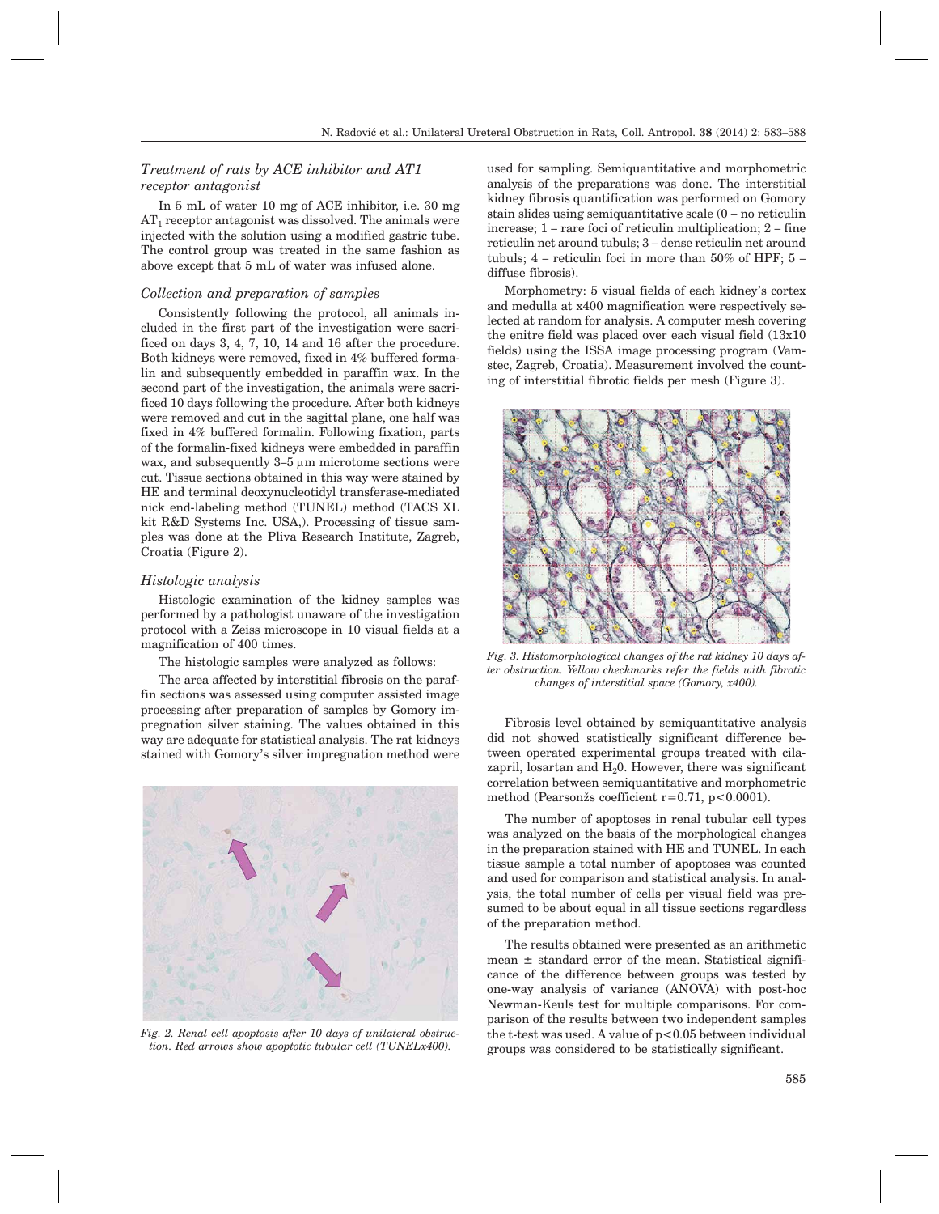### *Treatment of rats by ACE inhibitor and AT1 receptor antagonist*

In 5 mL of water 10 mg of ACE inhibitor, i.e. 30 mg $AT_1$ receptor antagonist was dissolved. The animals were injected with the solution using a modified gastric tube. The control group was treated in the same fashion as above except that 5 mL of water was infused alone.

### *Collection and preparation of samples*

Consistently following the protocol, all animals included in the first part of the investigation were sacrificed on days 3, 4, 7, 10, 14 and 16 after the procedure. Both kidneys were removed, fixed in 4% buffered formalin and subsequently embedded in paraffin wax. In the second part of the investigation, the animals were sacrificed 10 days following the procedure. After both kidneys were removed and cut in the sagittal plane, one half was fixed in 4% buffered formalin. Following fixation, parts of the formalin-fixed kidneys were embedded in paraffin wax, and subsequently 3–5 μm microtome sections were cut. Tissue sections obtained in this way were stained by HE and terminal deoxynucleotidyl transferase-mediated nick end-labeling method (TUNEL) method (TACS XL kit R&D Systems Inc. USA,). Processing of tissue samples was done at the Pliva Research Institute, Zagreb, Croatia (Figure 2).

### *Histologic analysis*

Histologic examination of the kidney samples was performed by a pathologist unaware of the investigation protocol with a Zeiss microscope in 10 visual fields at a magnification of 400 times.

The histologic samples were analyzed as follows:

The area affected by interstitial fibrosis on the paraffin sections was assessed using computer assisted image processing after preparation of samples by Gomory impregnation silver staining. The values obtained in this way are adequate for statistical analysis. The rat kidneys stained with Gomory's silver impregnation method were used for sampling. Semiquantitative and morphometric analysis of the preparations was done. The interstitial kidney fibrosis quantification was performed on Gomory stain slides using semiquantitative scale (0 – no reticulin increase; 1 – rare foci of reticulin multiplication; 2 – fine reticulin net around tubuls; 3 – dense reticulin net around tubuls; 4 – reticulin foci in more than 50% of HPF; 5 – diffuse fibrosis).

*Fig. 2. Renal cell apoptosis after 10 days of unilateral obstruction. Red arrows show apoptotic tubular cell (TUNELx400).*

Morphometry: 5 visual fields of each kidney's cortex and medulla at x400 magnification were respectively selected at random for analysis. A computer mesh covering the enitre field was placed over each visual field (13x10 fields) using the ISSA image processing program (Vamstec, Zagreb, Croatia). Measurement involved the counting of interstitial fibrotic fields per mesh (Figure 3).

*Fig. 3. Histomorphological changes of the rat kidney 10 days after obstruction. Yellow checkmarks refer the fields with fibrotic changes of interstitial space (Gomory, x400).*

Fibrosis level obtained by semiquantitative analysis did not showed statistically significant difference between operated experimental groups treated with cilazapril, losartan and $H_20$. However, there was significant correlation between semiquantitative and morphometric method (Pearsonžs coefficient $r=0.71$, $p<0.0001$).

The number of apoptoses in renal tubular cell types was analyzed on the basis of the morphological changes in the preparation stained with HE and TUNEL. In each tissue sample a total number of apoptoses was counted and used for comparison and statistical analysis. In analysis, the total number of cells per visual field was presumed to be about equal in all tissue sections regardless of the preparation method.

The results obtained were presented as an arithmetic mean ± standard error of the mean. Statistical significance of the difference between groups was tested by one-way analysis of variance (ANOVA) with post-hoc Newman-Keuls test for multiple comparisons. For comparison of the results between two independent samples the t-test was used. A value of $p<0.05$ between individual groups was considered to be statistically significant.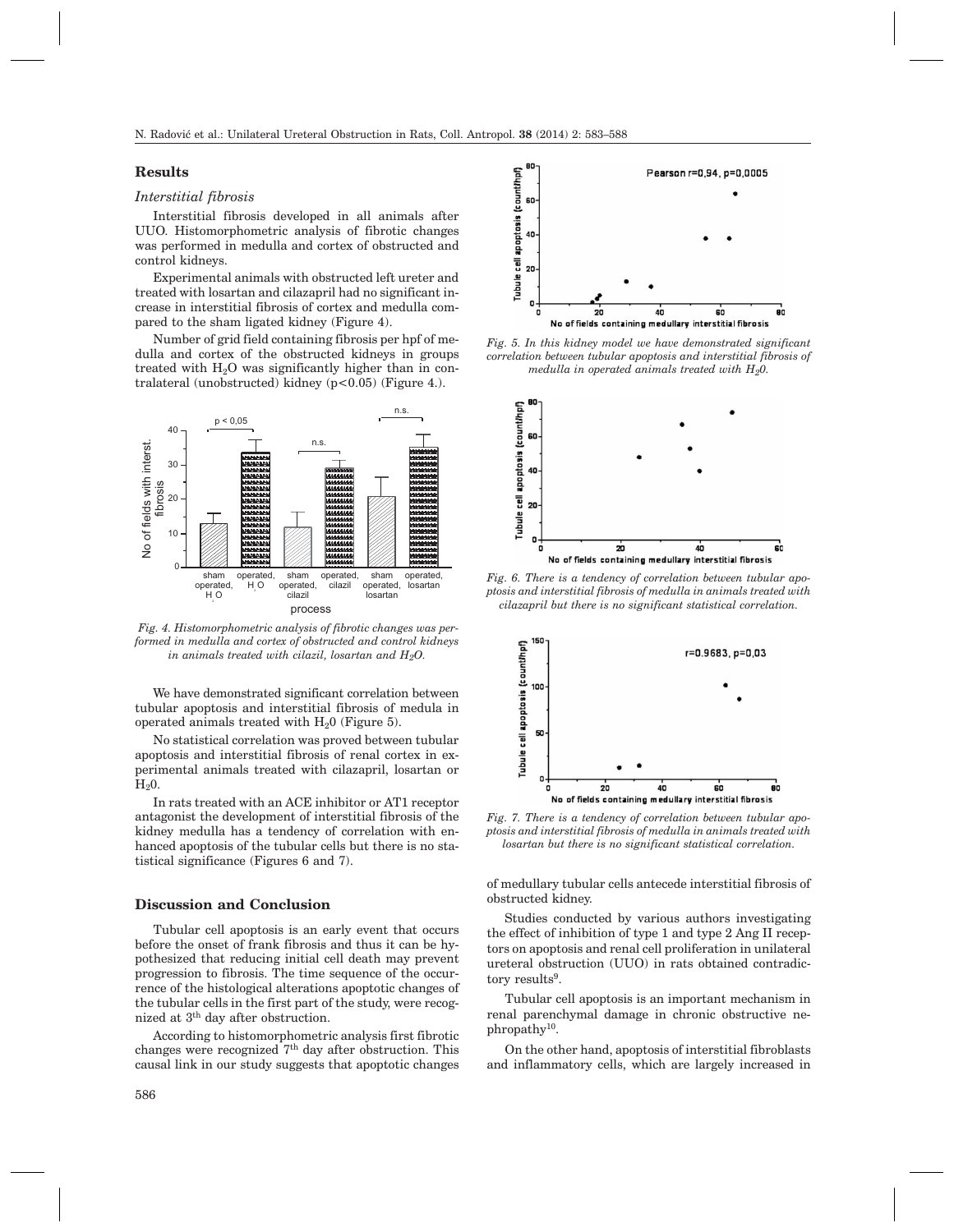## Results

### *Interstitial fibrosis*

Interstitial fibrosis developed in all animals after UUO. Histomorphometric analysis of fibrotic changes was performed in medulla and cortex of obstructed and control kidneys.

Experimental animals with obstructed left ureter and treated with losartan and cilazapril had no significant increase in interstitial fibrosis of cortex and medulla compared to the sham ligated kidney (Figure 4).

Number of grid field containing fibrosis per hpf of medulla and cortex of the obstructed kidneys in groups treated with $H_2O$ was significantly higher than in contralateral (unobstructed) kidney ($p<0.05$) (Figure 4.).

*Fig. 4. Histomorphometric analysis of fibrotic changes was performed in medulla and cortex of obstructed and control kidneys in animals treated with cilazil, losartan and $H_2O$.*

We have demonstrated significant correlation between tubular apoptosis and interstitial fibrosis of medula in operated animals treated with $H_20$ (Figure 5).

No statistical correlation was proved between tubular apoptosis and interstitial fibrosis of renal cortex in experimental animals treated with cilazapril, losartan or $H_20$.

In rats treated with an ACE inhibitor or AT1 receptor antagonist the development of interstitial fibrosis of the kidney medulla has a tendency of correlation with enhanced apoptosis of the tubular cells but there is no statistical significance (Figures 6 and 7).

*Fig. 5. In this kidney model we have demonstrated significant correlation between tubular apoptosis and interstitial fibrosis of medulla in operated animals treated with $H_20$.*

*Fig. 6. There is a tendency of correlation between tubular apoptosis and interstitial fibrosis of medulla in animals treated with cilazapril but there is no significant statistical correlation.*

*Fig. 7. There is a tendency of correlation between tubular apoptosis and interstitial fibrosis of medulla in animals treated with losartan but there is no significant statistical correlation.*

## Discussion and Conclusion

Tubular cell apoptosis is an early event that occurs before the onset of frank fibrosis and thus it can be hypothesized that reducing initial cell death may prevent progression to fibrosis. The time sequence of the occurrence of the histological alterations apoptotic changes of the tubular cells in the first part of the study, were recognized at 3[th] day after obstruction.

According to histomorphometric analysis first fibrotic changes were recognized 7[th] day after obstruction. This causal link in our study suggests that apoptotic changes of medullary tubular cells antecede interstitial fibrosis of obstructed kidney.

Studies conducted by various authors investigating the effect of inhibition of type 1 and type 2 Ang II receptors on apoptosis and renal cell proliferation in unilateral ureteral obstruction (UUO) in rats obtained contradictory results[9].

Tubular cell apoptosis is an important mechanism in renal parenchymal damage in chronic obstructive nephropathy[10].

On the other hand, apoptosis of interstitial fibroblasts and inflammatory cells, which are largely increased in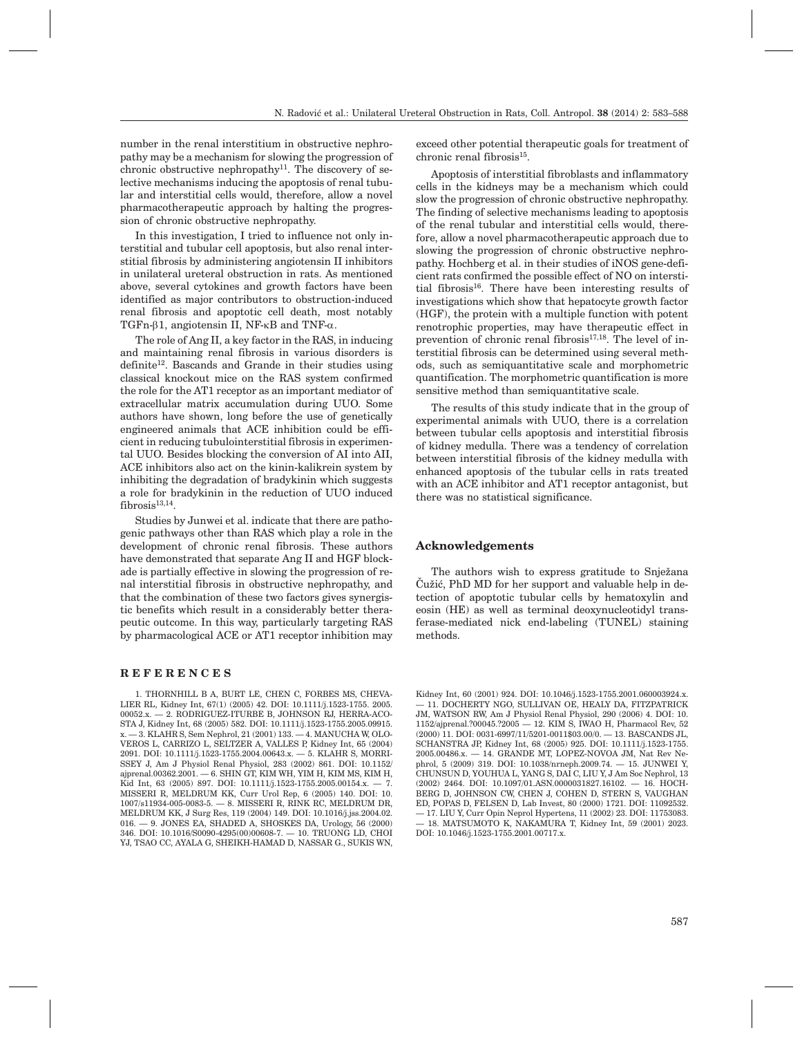number in the renal interstitium in obstructive nephropathy may be a mechanism for slowing the progression of chronic obstructive nephropathy[11]. The discovery of selective mechanisms inducing the apoptosis of renal tubular and interstitial cells would, therefore, allow a novel pharmacotherapeutic approach by halting the progression of chronic obstructive nephropathy.

In this investigation, I tried to influence not only interstitial and tubular cell apoptosis, but also renal interstitial fibrosis by administering angiotensin II inhibitors in unilateral ureteral obstruction in rats. As mentioned above, several cytokines and growth factors have been identified as major contributors to obstruction-induced renal fibrosis and apoptotic cell death, most notably TGFn-β1, angiotensin II, NF-κB and TNF-α.

The role of Ang II, a key factor in the RAS, in inducing and maintaining renal fibrosis in various disorders is definite[12]. Bascands and Grande in their studies using classical knockout mice on the RAS system confirmed the role for the AT1 receptor as an important mediator of extracellular matrix accumulation during UUO. Some authors have shown, long before the use of genetically engineered animals that ACE inhibition could be efficient in reducing tubulointerstitial fibrosis in experimental UUO. Besides blocking the conversion of AI into AII, ACE inhibitors also act on the kinin-kalikrein system by inhibiting the degradation of bradykinin which suggests a role for bradykinin in the reduction of UUO induced fibrosis[13,14].

Studies by Junwei et al. indicate that there are pathogenic pathways other than RAS which play a role in the development of chronic renal fibrosis. These authors have demonstrated that separate Ang II and HGF blockade is partially effective in slowing the progression of renal interstitial fibrosis in obstructive nephropathy, and that the combination of these two factors gives synergistic benefits which result in a considerably better therapeutic outcome. In this way, particularly targeting RAS by pharmacological ACE or AT1 receptor inhibition may exceed other potential therapeutic goals for treatment of chronic renal fibrosis[15].

Apoptosis of interstitial fibroblasts and inflammatory cells in the kidneys may be a mechanism which could slow the progression of chronic obstructive nephropathy. The finding of selective mechanisms leading to apoptosis of the renal tubular and interstitial cells would, therefore, allow a novel pharmacotherapeutic approach due to slowing the progression of chronic obstructive nephropathy. Hochberg et al. in their studies of iNOS gene-deficient rats confirmed the possible effect of NO on interstitial fibrosis[16]. There have been interesting results of investigations which show that hepatocyte growth factor (HGF), the protein with a multiple function with potent renotrophic properties, may have therapeutic effect in prevention of chronic renal fibrosis[17,18]. The level of interstitial fibrosis can be determined using several methods, such as semiquantitative scale and morphometric quantification. The morphometric quantification is more sensitive method than semiquantitative scale.

The results of this study indicate that in the group of experimental animals with UUO, there is a correlation between tubular cells apoptosis and interstitial fibrosis of kidney medulla. There was a tendency of correlation between interstitial fibrosis of the kidney medulla with enhanced apoptosis of the tubular cells in rats treated with an ACE inhibitor and AT1 receptor antagonist, but there was no statistical significance.

## Acknowledgements

The authors wish to express gratitude to Snježana Čužić, PhD MD for her support and valuable help in detection of apoptotic tubular cells by hematoxylin and eosin (HE) as well as terminal deoxynucleotidyl transferase-mediated nick end-labeling (TUNEL) staining methods.

## REFERENCES

1. THORNHILL B A, BURT LE, CHEN C, FORBES MS, CHEVALIER RL, Kidney Int, 67(1) (2005) 42. DOI: 10.1111/j.1523-1755. 2005. 00052.x. — 2. RODRIGUEZ-ITURBE B, JOHNSON RJ, HERRA-ACOSTA J, Kidney Int, 68 (2005) 582. DOI: 10.1111/j.1523-1755.2005.09915. x. — 3. KLAHR S, Sem Nephrol, 21 (2001) 133. — 4. MANUCHA W, OLOVEROS L, CARRIZO L, SELTZER A, VALLES P, Kidney Int, 65 (2004) 2091. DOI: 10.1111/j.1523-1755.2004.00643.x. — 5. KLAHR S, MORRISSEY J, Am J Physiol Renal Physiol, 283 (2002) 861. DOI: 10.1152/ ajprenal.00362.2001. — 6. SHIN GT, KIM WH, YIM H, KIM MS, KIM H, Kid Int, 63 (2005) 897. DOI: 10.1111/j.1523-1755.2005.00154.x. — 7. MISSERI R, MELDRUM KK, Curr Urol Rep, 6 (2005) 140. DOI: 10. 1007/s11934-005-0083-5. — 8. MISSERI R, RINK RC, MELDRUM DR, MELDRUM KK, J Surg Res, 119 (2004) 149. DOI: 10.1016/j.jss.2004.02. 016. — 9. JONES EA, SHADED A, SHOSKES DA, Urology, 56 (2000) 346. DOI: 10.1016/S0090-4295(00)00608-7. — 10. TRUONG LD, CHOI YJ, TSAO CC, AYALA G, SHEIKH-HAMAD D, NASSAR G., SUKIS WN, Kidney Int, 60 (2001) 924. DOI: 10.1046/j.1523-1755.2001.060003924.x. — 11. DOCHERTY NGO, SULLIVAN OE, HEALY DA, FITZPATRICK JM, WATSON RW, Am J Physiol Renal Physiol, 290 (2006) 4. DOI: 10. 1152/ajprenal.?00045.?2005 — 12. KIM S, IWAO H, Pharmacol Rev, 52 (2000) 11. DOI: 0031-6997/11/5201-0011$03.00/0. — 13. BASCANDS JL, SCHANSTRA JP, Kidney Int, 68 (2005) 925. DOI: 10.1111/j.1523-1755. 2005.00486.x. — 14. GRANDE MT, LOPEZ-NOVOA JM, Nat Rev Nephrol, 5 (2009) 319. DOI: 10.1038/nrneph.2009.74. — 15. JUNWEI Y, CHUNSUN D, YOUHUA L, YANG S, DAI C, LIU Y, J Am Soc Nephrol, 13 (2002) 2464. DOI: 10.1097/01.ASN.0000031827.16102. — 16. HOCHBERG D, JOHNSON CW, CHEN J, COHEN D, STERN S, VAUGHAN ED, POPAS D, FELSEN D, Lab Invest, 80 (2000) 1721. DOI: 11092532. — 17. LIU Y, Curr Opin Neprol Hypertens, 11 (2002) 23. DOI: 11753083. — 18. MATSUMOTO K, NAKAMURA T, Kidney Int, 59 (2001) 2023. DOI: 10.1046/j.1523-1755.2001.00717.x.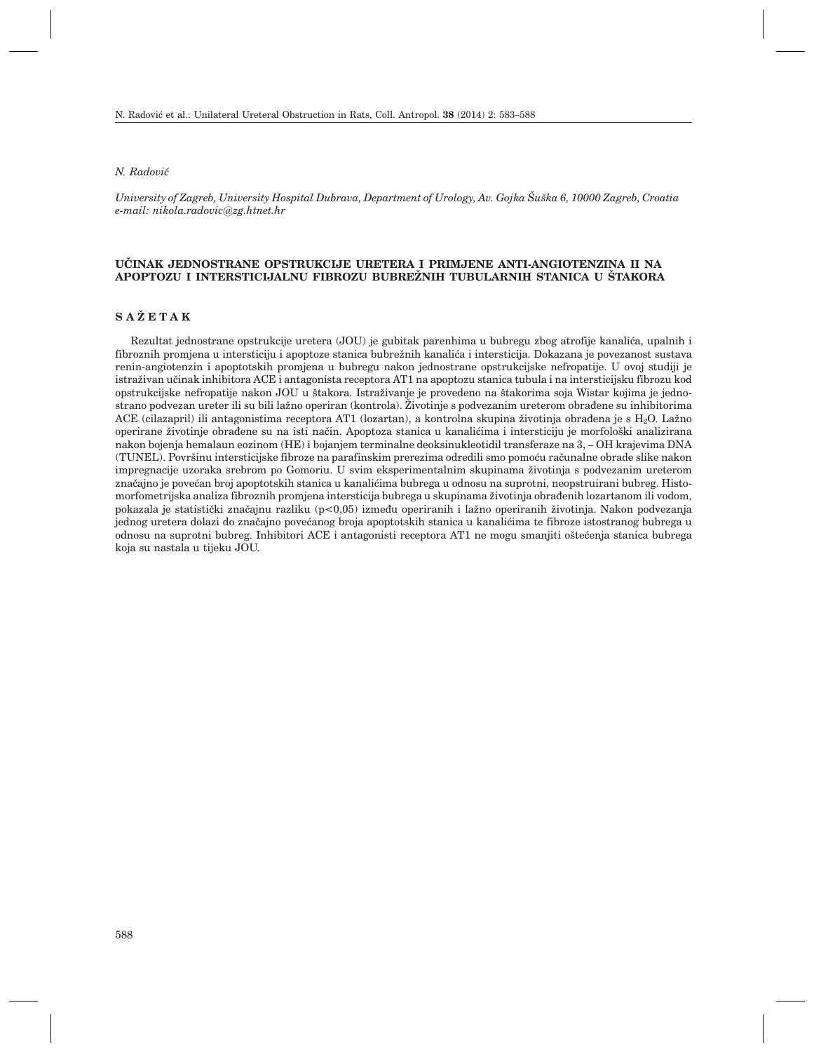*N. Radović*

*University of Zagreb, University Hospital Dubrava, Department of Urology, Av. Gojka Šuška 6, 10000 Zagreb, Croatia*
*e-mail: nikola.radovic@zg.htnet.hr*

## UČINAK JEDNOSTRANE OPSTRUKCIJE URETERA I PRIMJENE ANTI-ANGIOTENZINA II NA APOPTOZU I INTERSTICIJALNU FIBROZU BUBREŽNIH TUBULARNIH STANICA U ŠTAKORA

## S A Ž E T A K

Rezultat jednostrane opstrukcije uretera (JOU) je gubitak parenhima u bubregu zbog atrofije kanalića, upalnih i fibroznih promjena u intersticiju i apoptoze stanica bubrežnih kanalića i intersticija. Dokazana je povezanost sustava renin-angiotenzin i apoptotskih promjena u bubregu nakon jednostrane opstrukcijske nefropatije. U ovoj studiji je istraživan učinak inhibitora ACE i antagonista receptora AT1 na apoptozu stanica tubula i na intersticijsku fibrozu kod opstrukcijske nefropatije nakon JOU u štakora. Istraživanje je provedeno na štakorima soja Wistar kojima je jednostrano podvezan ureter ili su bili lažno operiran (kontrola). Životinje s podvezanim ureterom obrađene su inhibitorima ACE (cilazapril) ili antagonistima receptora AT1 (lozartan), a kontrolna skupina životinja obrađena je s $H_2O$. Lažno operirane životinje obrađene su na isti način. Apoptoza stanica u kanalićima i intersticiju je morfološki analizirana nakon bojenja hemalaun eozinom (HE) i bojanjem terminalne deoksinukleotidil transferaze na 3, – OH krajevima DNA (TUNEL). Površinu intersticijske fibroze na parafinskim prerezima odredili smo pomoću računalne obrade slike nakon impregnacije uzoraka srebrom po Gomoriu. U svim eksperimentalnim skupinama životinja s podvezanim ureterom značajno je povećan broj apoptotskih stanica u kanalićima bubrega u odnosu na suprotni, neopstruirani bubreg. Histomorfometrijska analiza fibroznih promjena intersticija bubrega u skupinama životinja obrađenih lozartanom ili vodom, pokazala je statistički značajnu razliku ($p<0,05$) između operiranih i lažno operiranih životinja. Nakon podvezanja jednog uretera dolazi do značajno povećanog broja apoptotskih stanica u kanalićima te fibroze istostranog bubrega u odnosu na suprotni bubreg. Inhibitori ACE i antagonisti receptora AT1 ne mogu smanjiti oštećenja stanica bubrega koja su nastala u tijeku JOU.